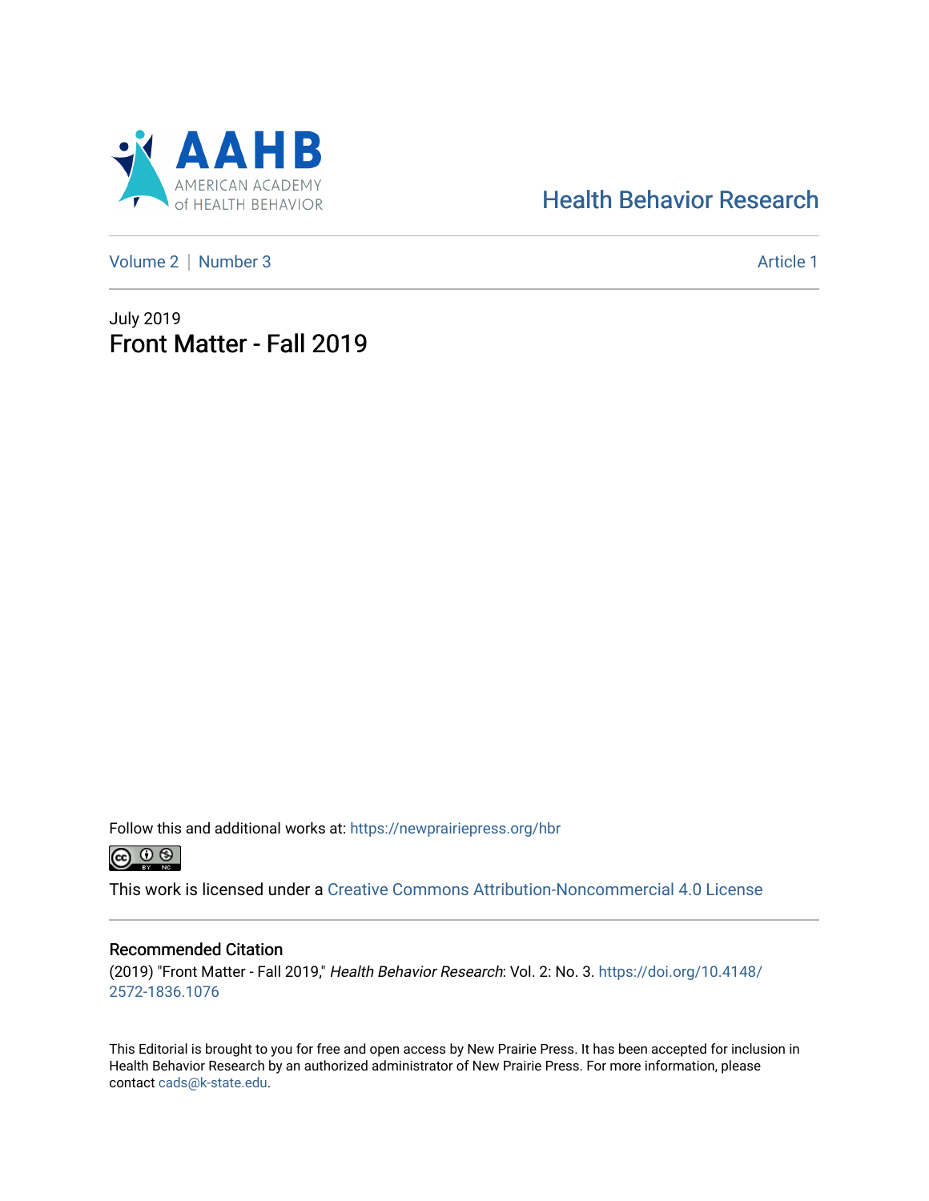AAHB AMERICAN ACADEMY of HEALTH BEHAVIOR

Health Behavior Research

Volume 2 | Number 3 | Article 1

July 2019

# Front Matter - Fall 2019

Follow this and additional works at: https://newprairiepress.org/hbr

This work is licensed under a Creative Commons Attribution-Noncommercial 4.0 License

## Recommended Citation

(2019) "Front Matter - Fall 2019," *Health Behavior Research*: Vol. 2: No. 3. https://doi.org/10.4148/2572-1836.1076

This Editorial is brought to you for free and open access by New Prairie Press. It has been accepted for inclusion in Health Behavior Research by an authorized administrator of New Prairie Press. For more information, please contact cads@k-state.edu.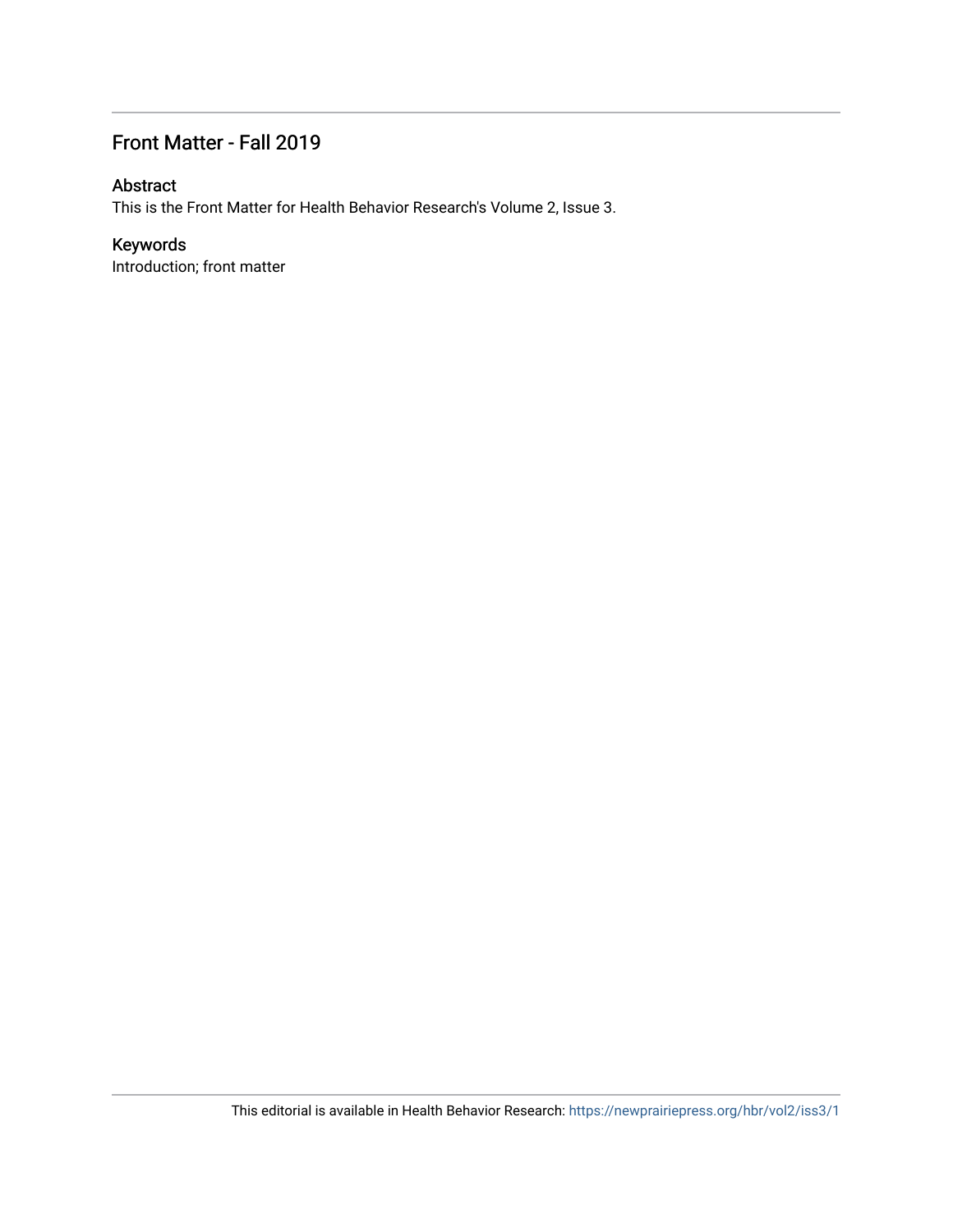## Front Matter - Fall 2019

### Abstract

This is the Front Matter for Health Behavior Research's Volume 2, Issue 3.

### Keywords

Introduction; front matter

This editorial is available in Health Behavior Research: https://newprairiepress.org/hbr/vol2/iss3/1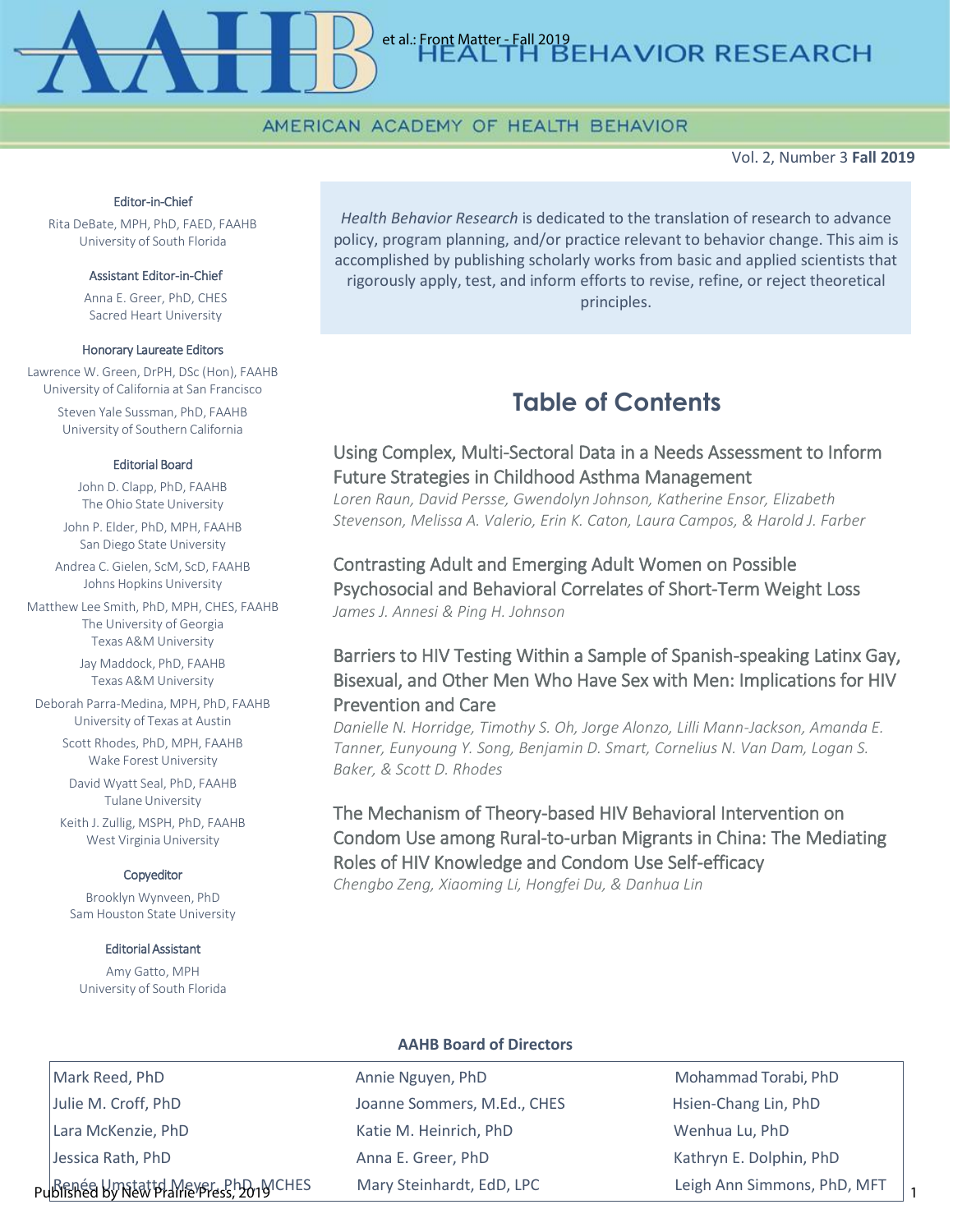# HEALTH BEHAVIOR RESEARCH

AMERICAN ACADEMY OF HEALTH BEHAVIOR

Vol. 2, Number 3 **Fall 2019**

#### Editor-in-Chief

Rita DeBate, MPH, PhD, FAED, FAAHB
University of South Florida

#### Assistant Editor-in-Chief

Anna E. Greer, PhD, CHES
Sacred Heart University

#### Honorary Laureate Editors

Lawrence W. Green, DrPH, DSc (Hon), FAAHB
University of California at San Francisco

Steven Yale Sussman, PhD, FAAHB
University of Southern California

#### Editorial Board

John D. Clapp, PhD, FAAHB
The Ohio State University

John P. Elder, PhD, MPH, FAAHB
San Diego State University

Andrea C. Gielen, ScM, ScD, FAAHB
Johns Hopkins University

Matthew Lee Smith, PhD, MPH, CHES, FAAHB
The University of Georgia
Texas A&M University

Jay Maddock, PhD, FAAHB
Texas A&M University

Deborah Parra-Medina, MPH, PhD, FAAHB
University of Texas at Austin

Scott Rhodes, PhD, MPH, FAAHB
Wake Forest University

David Wyatt Seal, PhD, FAAHB
Tulane University

Keith J. Zullig, MSPH, PhD, FAAHB
West Virginia University

#### Copyeditor

Brooklyn Wynveen, PhD
Sam Houston State University

#### Editorial Assistant

Amy Gatto, MPH
University of South Florida

*Health Behavior Research* is dedicated to the translation of research to advance policy, program planning, and/or practice relevant to behavior change. This aim is accomplished by publishing scholarly works from basic and applied scientists that rigorously apply, test, and inform efforts to revise, refine, or reject theoretical principles.

## Table of Contents

Using Complex, Multi-Sectoral Data in a Needs Assessment to Inform Future Strategies in Childhood Asthma Management
*Loren Raun, David Persse, Gwendolyn Johnson, Katherine Ensor, Elizabeth Stevenson, Melissa A. Valerio, Erin K. Caton, Laura Campos, & Harold J. Farber*

Contrasting Adult and Emerging Adult Women on Possible Psychosocial and Behavioral Correlates of Short-Term Weight Loss
*James J. Annesi & Ping H. Johnson*

Barriers to HIV Testing Within a Sample of Spanish-speaking Latinx Gay, Bisexual, and Other Men Who Have Sex with Men: Implications for HIV Prevention and Care
*Danielle N. Horridge, Timothy S. Oh, Jorge Alonzo, Lilli Mann-Jackson, Amanda E. Tanner, Eunyoung Y. Song, Benjamin D. Smart, Cornelius N. Van Dam, Logan S. Baker, & Scott D. Rhodes*

The Mechanism of Theory-based HIV Behavioral Intervention on Condom Use among Rural-to-urban Migrants in China: The Mediating Roles of HIV Knowledge and Condom Use Self-efficacy
*Chengbo Zeng, Xiaoming Li, Hongfei Du, & Danhua Lin*

**AAHB Board of Directors**

| | | |
|---|---|---|
| Mark Reed, PhD | Annie Nguyen, PhD | Mohammad Torabi, PhD |
| Julie M. Croff, PhD | Joanne Sommers, M.Ed., CHES | Hsien-Chang Lin, PhD |
| Lara McKenzie, PhD | Katie M. Heinrich, PhD | Wenhua Lu, PhD |
| Jessica Rath, PhD | Anna E. Greer, PhD | Kathryn E. Dolphin, PhD |
| Renée Umstattd Meyer, PhD, MCHES | Mary Steinhardt, EdD, LPC | Leigh Ann Simmons, PhD, MFT |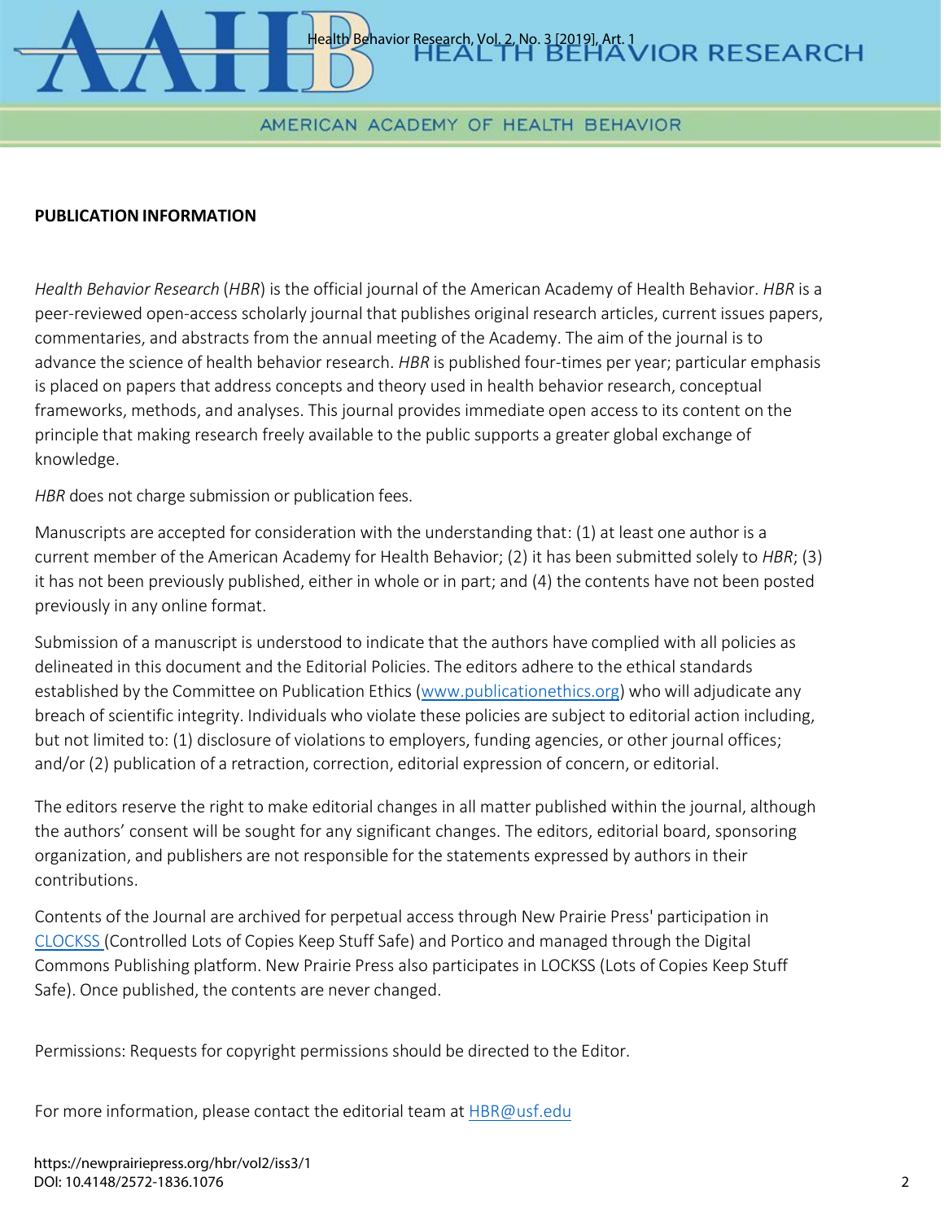**PUBLICATION INFORMATION**

*Health Behavior Research* (*HBR*) is the official journal of the American Academy of Health Behavior. *HBR* is a peer-reviewed open-access scholarly journal that publishes original research articles, current issues papers, commentaries, and abstracts from the annual meeting of the Academy. The aim of the journal is to advance the science of health behavior research. *HBR* is published four-times per year; particular emphasis is placed on papers that address concepts and theory used in health behavior research, conceptual frameworks, methods, and analyses. This journal provides immediate open access to its content on the principle that making research freely available to the public supports a greater global exchange of knowledge.

*HBR* does not charge submission or publication fees.

Manuscripts are accepted for consideration with the understanding that: (1) at least one author is a current member of the American Academy for Health Behavior; (2) it has been submitted solely to *HBR*; (3) it has not been previously published, either in whole or in part; and (4) the contents have not been posted previously in any online format.

Submission of a manuscript is understood to indicate that the authors have complied with all policies as delineated in this document and the Editorial Policies. The editors adhere to the ethical standards established by the Committee on Publication Ethics (www.publicationethics.org) who will adjudicate any breach of scientific integrity. Individuals who violate these policies are subject to editorial action including, but not limited to: (1) disclosure of violations to employers, funding agencies, or other journal offices; and/or (2) publication of a retraction, correction, editorial expression of concern, or editorial.

The editors reserve the right to make editorial changes in all matter published within the journal, although the authors' consent will be sought for any significant changes. The editors, editorial board, sponsoring organization, and publishers are not responsible for the statements expressed by authors in their contributions.

Contents of the Journal are archived for perpetual access through New Prairie Press' participation in CLOCKSS (Controlled Lots of Copies Keep Stuff Safe) and Portico and managed through the Digital Commons Publishing platform. New Prairie Press also participates in LOCKSS (Lots of Copies Keep Stuff Safe). Once published, the contents are never changed.

Permissions: Requests for copyright permissions should be directed to the Editor.

For more information, please contact the editorial team at HBR@usf.edu